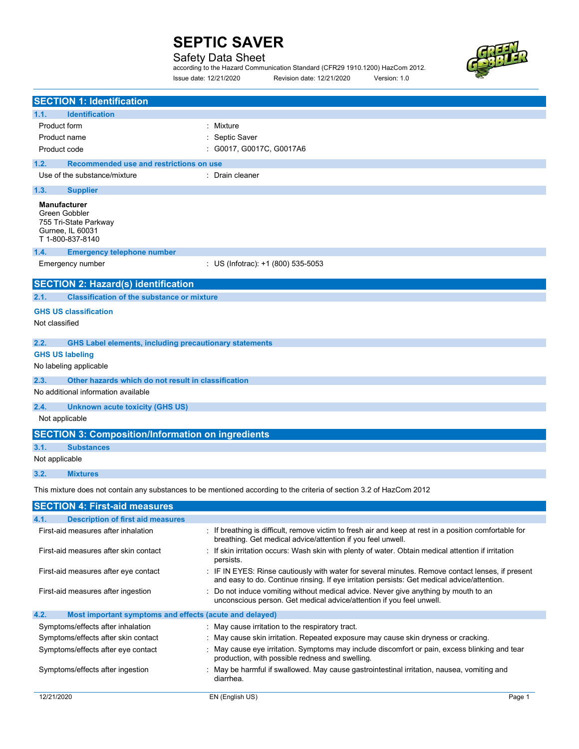# SEPTIC SAVER

Safety Data Sheet

according to the Hazard Communication Standard (CFR29 1910.1200) HazCom 2012.

Issue date: 12/21/2020 Revision date: 12/21/2020 Version: 1.0

## SECTION 1: Identification

### 1.1. Identification

| | |
|---|---|
| Product form | : Mixture |
| Product name | : Septic Saver |
| Product code | : G0017, G0017C, G0017A6 |

### 1.2. Recommended use and restrictions on use

| | |
|---|---|
| Use of the substance/mixture | : Drain cleaner |

### 1.3. Supplier

**Manufacturer**
Green Gobbler
755 Tri-State Parkway
Gurnee, IL 60031
T 1-800-837-8140

### 1.4. Emergency telephone number

| | |
|---|---|
| Emergency number | : US (Infotrac): +1 (800) 535-5053 |

## SECTION 2: Hazard(s) identification

### 2.1. Classification of the substance or mixture

**GHS US classification**

Not classified

### 2.2. GHS Label elements, including precautionary statements

**GHS US labeling**

No labeling applicable

### 2.3. Other hazards which do not result in classification

No additional information available

### 2.4. Unknown acute toxicity (GHS US)

Not applicable

## SECTION 3: Composition/Information on ingredients

### 3.1. Substances

Not applicable

### 3.2. Mixtures

This mixture does not contain any substances to be mentioned according to the criteria of section 3.2 of HazCom 2012

## SECTION 4: First-aid measures

### 4.1. Description of first aid measures

| | |
|---|---|
| First-aid measures after inhalation | : If breathing is difficult, remove victim to fresh air and keep at rest in a position comfortable for breathing. Get medical advice/attention if you feel unwell. |
| First-aid measures after skin contact | : If skin irritation occurs: Wash skin with plenty of water. Obtain medical attention if irritation persists. |
| First-aid measures after eye contact | : IF IN EYES: Rinse cautiously with water for several minutes. Remove contact lenses, if present and easy to do. Continue rinsing. If eye irritation persists: Get medical advice/attention. |
| First-aid measures after ingestion | : Do not induce vomiting without medical advice. Never give anything by mouth to an unconscious person. Get medical advice/attention if you feel unwell. |

### 4.2. Most important symptoms and effects (acute and delayed)

| | |
|---|---|
| Symptoms/effects after inhalation | : May cause irritation to the respiratory tract. |
| Symptoms/effects after skin contact | : May cause skin irritation. Repeated exposure may cause skin dryness or cracking. |
| Symptoms/effects after eye contact | : May cause eye irritation. Symptoms may include discomfort or pain, excess blinking and tear production, with possible redness and swelling. |
| Symptoms/effects after ingestion | : May be harmful if swallowed. May cause gastrointestinal irritation, nausea, vomiting and diarrhea. |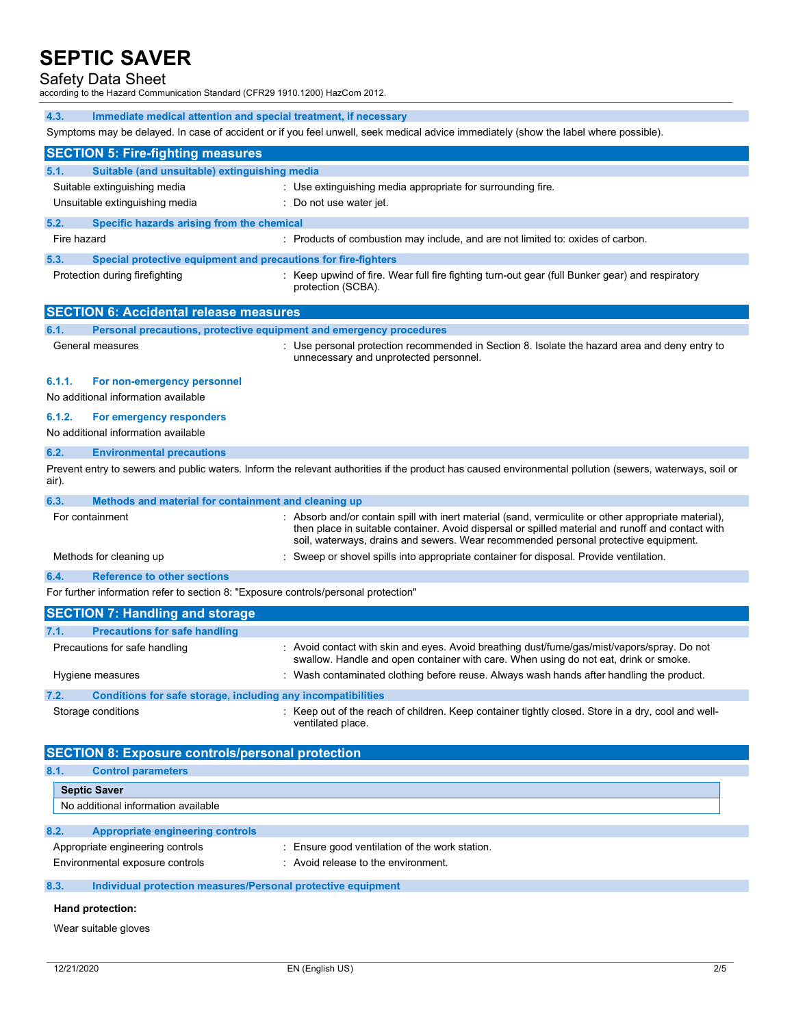### 4.3. Immediate medical attention and special treatment, if necessary

Symptoms may be delayed. In case of accident or if you feel unwell, seek medical advice immediately (show the label where possible).

## SECTION 5: Fire-fighting measures

### 5.1. Suitable (and unsuitable) extinguishing media

Suitable extinguishing media : Use extinguishing media appropriate for surrounding fire.

Unsuitable extinguishing media : Do not use water jet.

### 5.2. Specific hazards arising from the chemical

Fire hazard : Products of combustion may include, and are not limited to: oxides of carbon.

### 5.3. Special protective equipment and precautions for fire-fighters

Protection during firefighting : Keep upwind of fire. Wear full fire fighting turn-out gear (full Bunker gear) and respiratory protection (SCBA).

## SECTION 6: Accidental release measures

### 6.1. Personal precautions, protective equipment and emergency procedures

General measures : Use personal protection recommended in Section 8. Isolate the hazard area and deny entry to unnecessary and unprotected personnel.

#### 6.1.1. For non-emergency personnel

No additional information available

#### 6.1.2. For emergency responders

No additional information available

### 6.2. Environmental precautions

Prevent entry to sewers and public waters. Inform the relevant authorities if the product has caused environmental pollution (sewers, waterways, soil or air).

### 6.3. Methods and material for containment and cleaning up

For containment : Absorb and/or contain spill with inert material (sand, vermiculite or other appropriate material), then place in suitable container. Avoid dispersal or spilled material and runoff and contact with soil, waterways, drains and sewers. Wear recommended personal protective equipment.

Methods for cleaning up : Sweep or shovel spills into appropriate container for disposal. Provide ventilation.

### 6.4. Reference to other sections

For further information refer to section 8: "Exposure controls/personal protection"

## SECTION 7: Handling and storage

### 7.1. Precautions for safe handling

Precautions for safe handling : Avoid contact with skin and eyes. Avoid breathing dust/fume/gas/mist/vapors/spray. Do not swallow. Handle and open container with care. When using do not eat, drink or smoke.

Hygiene measures : Wash contaminated clothing before reuse. Always wash hands after handling the product.

### 7.2. Conditions for safe storage, including any incompatibilities

Storage conditions : Keep out of the reach of children. Keep container tightly closed. Store in a dry, cool and well-ventilated place.

## SECTION 8: Exposure controls/personal protection

### 8.1. Control parameters

| Septic Saver |
|---|
| No additional information available |

### 8.2. Appropriate engineering controls

Appropriate engineering controls : Ensure good ventilation of the work station.

Environmental exposure controls : Avoid release to the environment.

### 8.3. Individual protection measures/Personal protective equipment

**Hand protection:**

Wear suitable gloves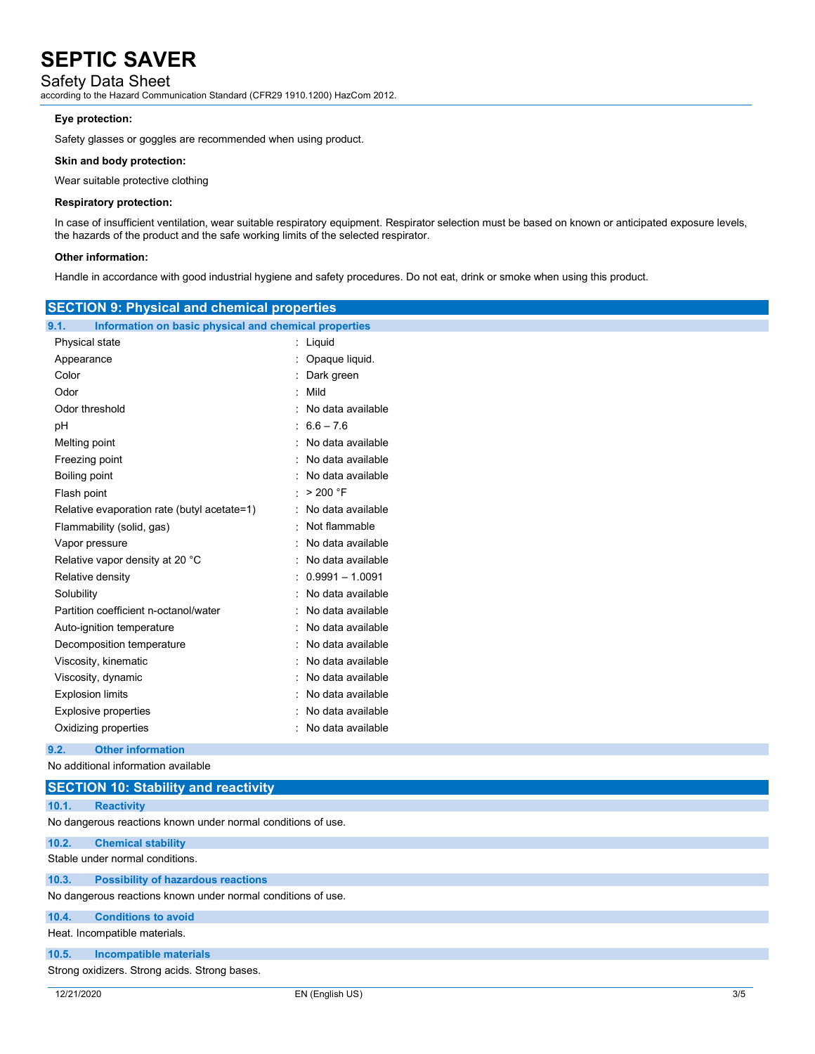**Eye protection:**

Safety glasses or goggles are recommended when using product.

**Skin and body protection:**

Wear suitable protective clothing

**Respiratory protection:**

In case of insufficient ventilation, wear suitable respiratory equipment. Respirator selection must be based on known or anticipated exposure levels, the hazards of the product and the safe working limits of the selected respirator.

**Other information:**

Handle in accordance with good industrial hygiene and safety procedures. Do not eat, drink or smoke when using this product.

## SECTION 9: Physical and chemical properties

### 9.1. Information on basic physical and chemical properties

| Property | Value |
|---|---|
| Physical state | Liquid |
| Appearance | Opaque liquid. |
| Color | Dark green |
| Odor | Mild |
| Odor threshold | No data available |
| pH | 6.6 – 7.6 |
| Melting point | No data available |
| Freezing point | No data available |
| Boiling point | No data available |
| Flash point | > 200 °F |
| Relative evaporation rate (butyl acetate=1) | No data available |
| Flammability (solid, gas) | Not flammable |
| Vapor pressure | No data available |
| Relative vapor density at 20 °C | No data available |
| Relative density | 0.9991 – 1.0091 |
| Solubility | No data available |
| Partition coefficient n-octanol/water | No data available |
| Auto-ignition temperature | No data available |
| Decomposition temperature | No data available |
| Viscosity, kinematic | No data available |
| Viscosity, dynamic | No data available |
| Explosion limits | No data available |
| Explosive properties | No data available |
| Oxidizing properties | No data available |

### 9.2. Other information

No additional information available

## SECTION 10: Stability and reactivity

### 10.1. Reactivity

No dangerous reactions known under normal conditions of use.

### 10.2. Chemical stability

Stable under normal conditions.

### 10.3. Possibility of hazardous reactions

No dangerous reactions known under normal conditions of use.

### 10.4. Conditions to avoid

Heat. Incompatible materials.

### 10.5. Incompatible materials

Strong oxidizers. Strong acids. Strong bases.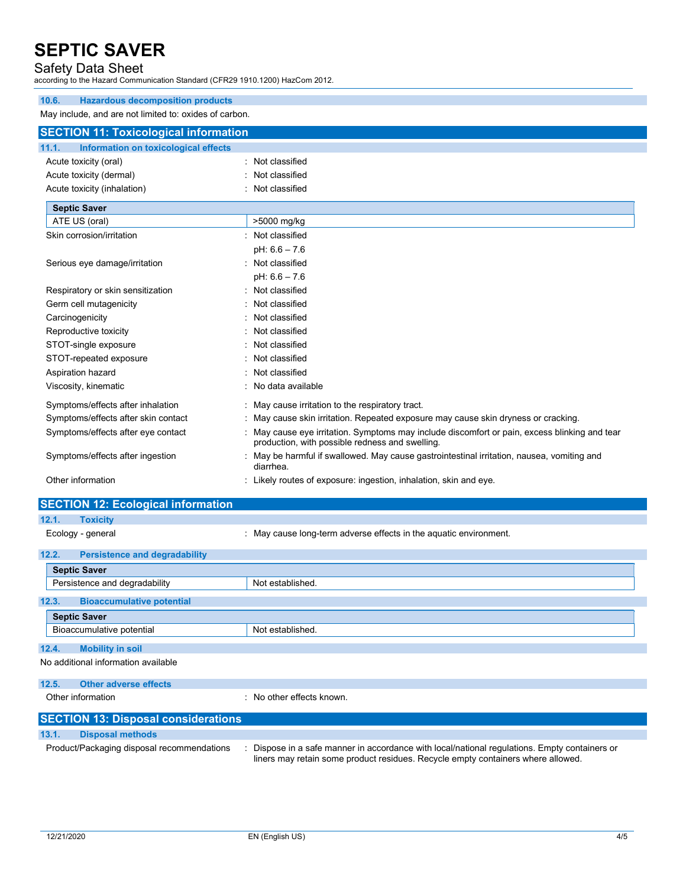### 10.6. Hazardous decomposition products

May include, and are not limited to: oxides of carbon.

## SECTION 11: Toxicological information

### 11.1. Information on toxicological effects

| | |
|---|---|
| Acute toxicity (oral) | : Not classified |
| Acute toxicity (dermal) | : Not classified |
| Acute toxicity (inhalation) | : Not classified |

| Septic Saver | |
|---|---|
| ATE US (oral) | >5000 mg/kg |

| | |
|---|---|
| Skin corrosion/irritation | : Not classified<br>pH: 6.6 – 7.6 |
| Serious eye damage/irritation | : Not classified<br>pH: 6.6 – 7.6 |
| Respiratory or skin sensitization | : Not classified |
| Germ cell mutagenicity | : Not classified |
| Carcinogenicity | : Not classified |
| Reproductive toxicity | : Not classified |
| STOT-single exposure | : Not classified |
| STOT-repeated exposure | : Not classified |
| Aspiration hazard | : Not classified |
| Viscosity, kinematic | : No data available |
| Symptoms/effects after inhalation | : May cause irritation to the respiratory tract. |
| Symptoms/effects after skin contact | : May cause skin irritation. Repeated exposure may cause skin dryness or cracking. |
| Symptoms/effects after eye contact | : May cause eye irritation. Symptoms may include discomfort or pain, excess blinking and tear production, with possible redness and swelling. |
| Symptoms/effects after ingestion | : May be harmful if swallowed. May cause gastrointestinal irritation, nausea, vomiting and diarrhea. |
| Other information | : Likely routes of exposure: ingestion, inhalation, skin and eye. |

## SECTION 12: Ecological information

### 12.1. Toxicity

| | |
|---|---|
| Ecology - general | : May cause long-term adverse effects in the aquatic environment. |

### 12.2. Persistence and degradability

| Septic Saver | |
|---|---|
| Persistence and degradability | Not established. |

### 12.3. Bioaccumulative potential

| Septic Saver | |
|---|---|
| Bioaccumulative potential | Not established. |

### 12.4. Mobility in soil

No additional information available

### 12.5. Other adverse effects

| | |
|---|---|
| Other information | : No other effects known. |

## SECTION 13: Disposal considerations

### 13.1. Disposal methods

| | |
|---|---|
| Product/Packaging disposal recommendations | : Dispose in a safe manner in accordance with local/national regulations. Empty containers or liners may retain some product residues. Recycle empty containers where allowed. |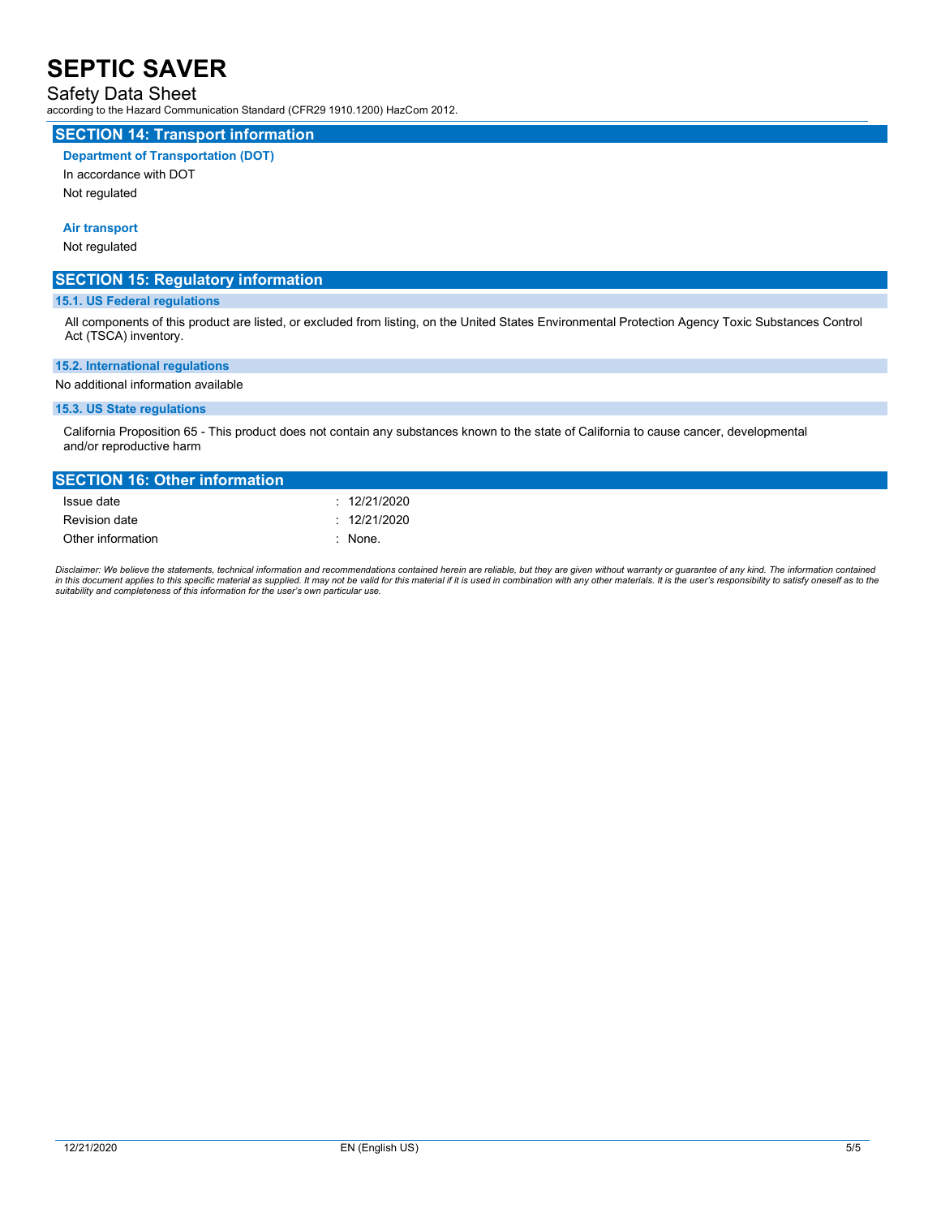## SECTION 14: Transport information

**Department of Transportation (DOT)**

In accordance with DOT

Not regulated

**Air transport**

Not regulated

## SECTION 15: Regulatory information

### 15.1. US Federal regulations

All components of this product are listed, or excluded from listing, on the United States Environmental Protection Agency Toxic Substances Control Act (TSCA) inventory.

### 15.2. International regulations

No additional information available

### 15.3. US State regulations

California Proposition 65 - This product does not contain any substances known to the state of California to cause cancer, developmental and/or reproductive harm

## SECTION 16: Other information

| | |
|---|---|
| Issue date | : 12/21/2020 |
| Revision date | : 12/21/2020 |
| Other information | : None. |

*Disclaimer: We believe the statements, technical information and recommendations contained herein are reliable, but they are given without warranty or guarantee of any kind. The information contained in this document applies to this specific material as supplied. It may not be valid for this material if it is used in combination with any other materials. It is the user's responsibility to satisfy oneself as to the suitability and completeness of this information for the user's own particular use.*